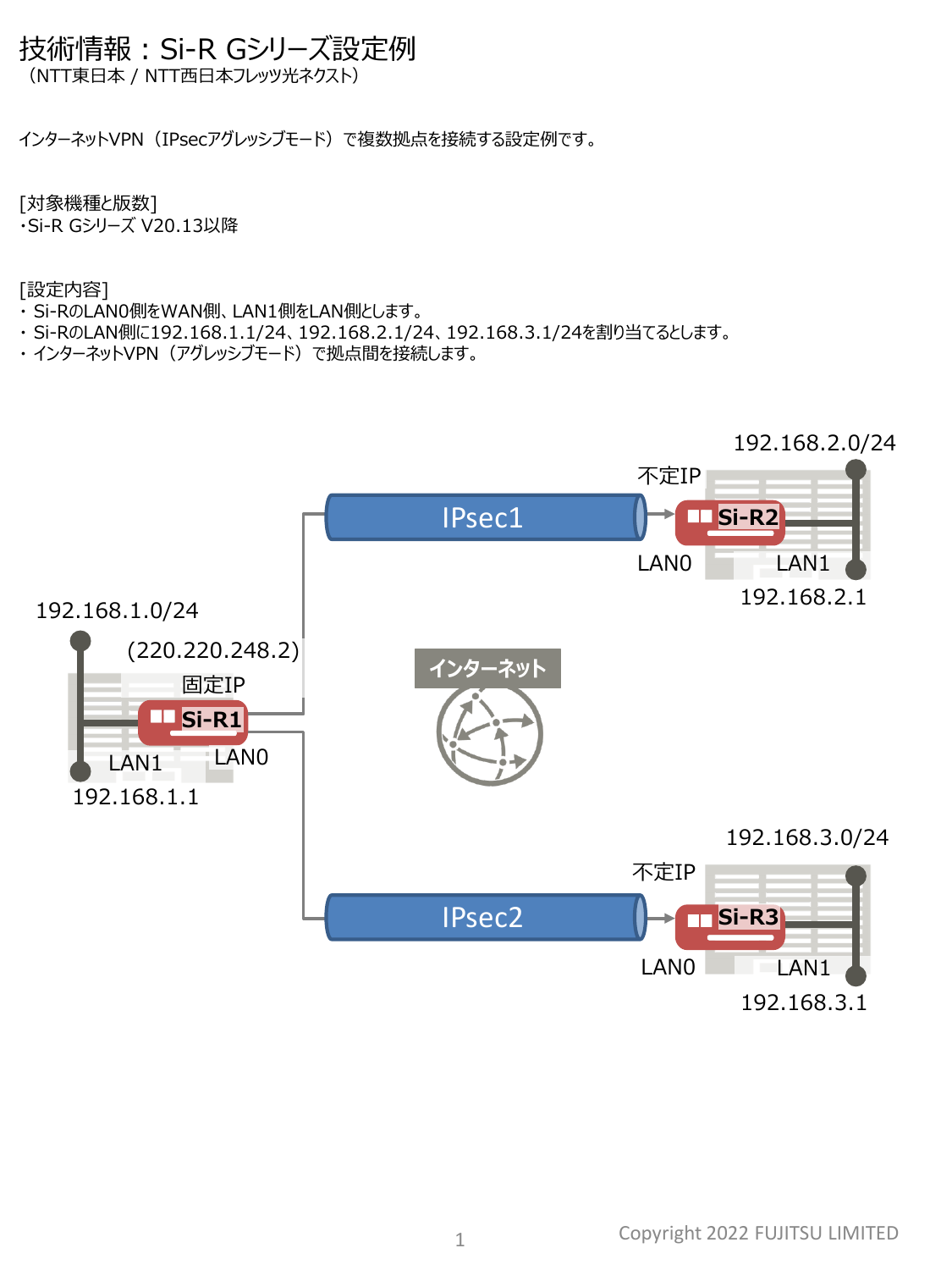# 技術情報：Si-R Gシリーズ設定例

（NTT東日本 / NTT西日本フレッツ光ネクスト）

インターネットVPN（IPsecアグレッシブモード）で複数拠点を接続する設定例です。

[対象機種と版数]
・Si-R Gシリーズ V20.13以降

[設定内容]
・ Si-RのLAN0側をWAN側、LAN1側をLAN側とします。
・ Si-RのLAN側に192.168.1.1/24、192.168.2.1/24、192.168.3.1/24を割り当てるとします。
・ インターネットVPN（アグレッシブモード）で拠点間を接続します。

192.168.1.0/24
(220.220.248.2)
固定IP
Si-R1
LAN1
LAN0
192.168.1.1

IPsec1
不定IP
Si-R2
LAN0
LAN1
192.168.2.0/24
192.168.2.1

インターネット

IPsec2
不定IP
Si-R3
LAN0
LAN1
192.168.3.0/24
192.168.3.1

Copyright 2022 FUJITSU LIMITED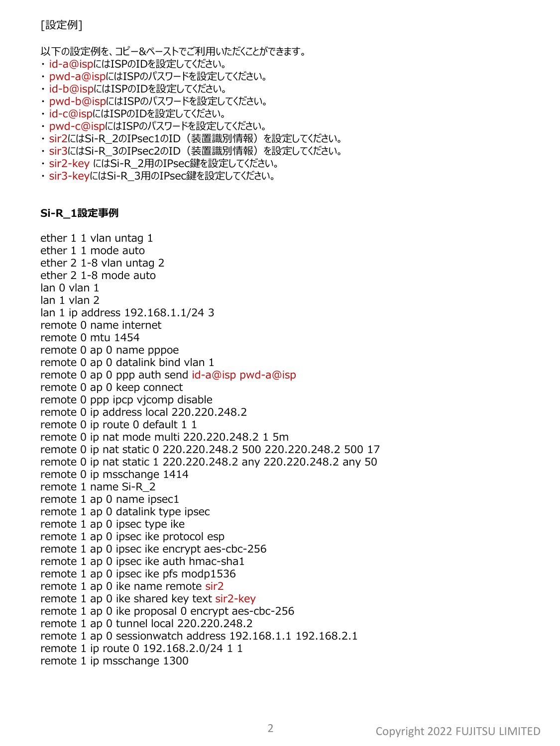[設定例]

以下の設定例を、コピー&ペーストでご利用いただくことができます。

- id-a@ispにはISPのIDを設定してください。
- pwd-a@ispにはISPのパスワードを設定してください。
- id-b@ispにはISPのIDを設定してください。
- pwd-b@ispにはISPのパスワードを設定してください。
- id-c@ispにはISPのIDを設定してください。
- pwd-c@ispにはISPのパスワードを設定してください。
- sir2にはSi-R_2のIPsec1のID（装置識別情報）を設定してください。
- sir3にはSi-R_3のIPsec2のID（装置識別情報）を設定してください。
- sir2-key にはSi-R_2用のIPsec鍵を設定してください。
- sir3-keyにはSi-R_3用のIPsec鍵を設定してください。

**Si-R_1設定事例**

```
ether 1 1 vlan untag 1
ether 1 1 mode auto
ether 2 1-8 vlan untag 2
ether 2 1-8 mode auto
lan 0 vlan 1
lan 1 vlan 2
lan 1 ip address 192.168.1.1/24 3
remote 0 name internet
remote 0 mtu 1454
remote 0 ap 0 name pppoe
remote 0 ap 0 datalink bind vlan 1
remote 0 ap 0 ppp auth send id-a@isp pwd-a@isp
remote 0 ap 0 keep connect
remote 0 ppp ipcp vjcomp disable
remote 0 ip address local 220.220.248.2
remote 0 ip route 0 default 1 1
remote 0 ip nat mode multi 220.220.248.2 1 5m
remote 0 ip nat static 0 220.220.248.2 500 220.220.248.2 500 17
remote 0 ip nat static 1 220.220.248.2 any 220.220.248.2 any 50
remote 0 ip msschange 1414
remote 1 name Si-R_2
remote 1 ap 0 name ipsec1
remote 1 ap 0 datalink type ipsec
remote 1 ap 0 ipsec type ike
remote 1 ap 0 ipsec ike protocol esp
remote 1 ap 0 ipsec ike encrypt aes-cbc-256
remote 1 ap 0 ipsec ike auth hmac-sha1
remote 1 ap 0 ipsec ike pfs modp1536
remote 1 ap 0 ike name remote sir2
remote 1 ap 0 ike shared key text sir2-key
remote 1 ap 0 ike proposal 0 encrypt aes-cbc-256
remote 1 ap 0 tunnel local 220.220.248.2
remote 1 ap 0 sessionwatch address 192.168.1.1 192.168.2.1
remote 1 ip route 0 192.168.2.0/24 1 1
remote 1 ip msschange 1300
```

Copyright 2022 FUJITSU LIMITED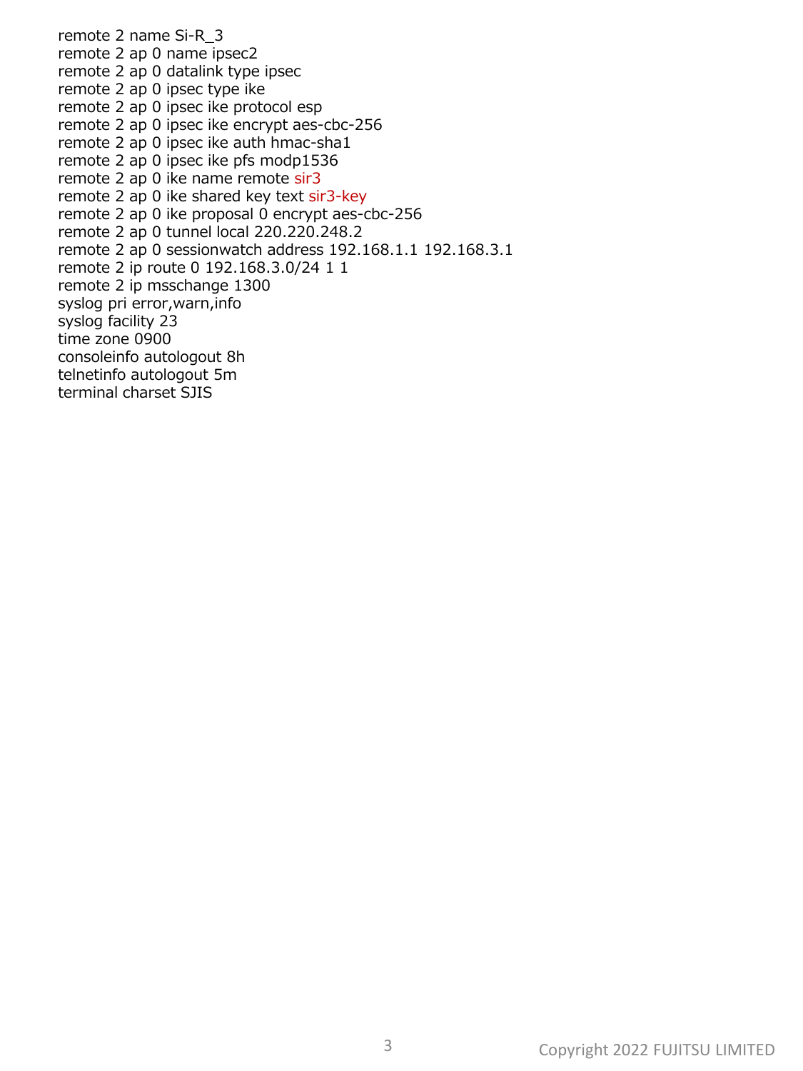```
remote 2 name Si-R_3
remote 2 ap 0 name ipsec2
remote 2 ap 0 datalink type ipsec
remote 2 ap 0 ipsec type ike
remote 2 ap 0 ipsec ike protocol esp
remote 2 ap 0 ipsec ike encrypt aes-cbc-256
remote 2 ap 0 ipsec ike auth hmac-sha1
remote 2 ap 0 ipsec ike pfs modp1536
remote 2 ap 0 ike name remote sir3
remote 2 ap 0 ike shared key text sir3-key
remote 2 ap 0 ike proposal 0 encrypt aes-cbc-256
remote 2 ap 0 tunnel local 220.220.248.2
remote 2 ap 0 sessionwatch address 192.168.1.1 192.168.3.1
remote 2 ip route 0 192.168.3.0/24 1 1
remote 2 ip msschange 1300
syslog pri error,warn,info
syslog facility 23
time zone 0900
consoleinfo autologout 8h
telnetinfo autologout 5m
terminal charset SJIS
```

Copyright 2022 FUJITSU LIMITED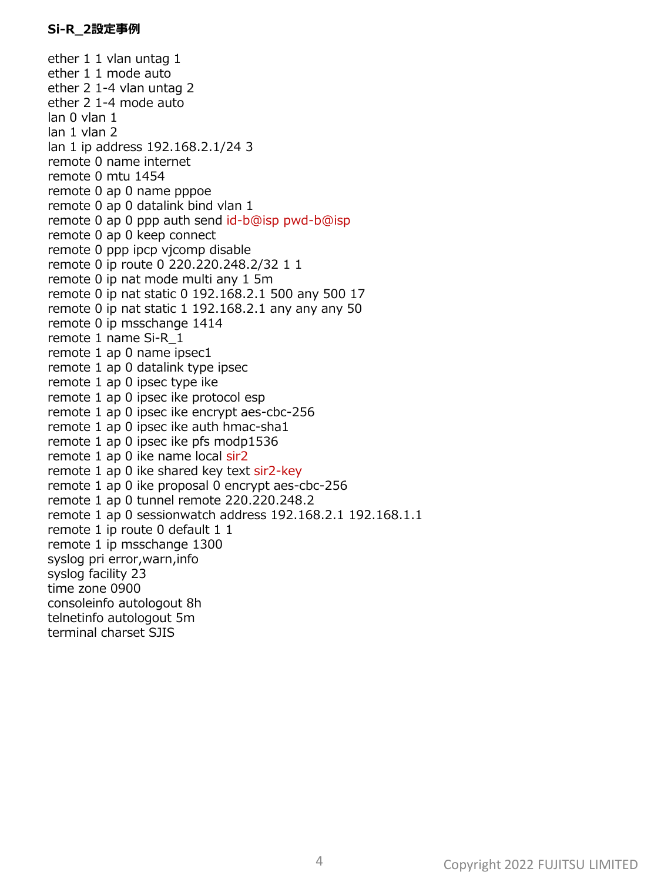**Si-R_2設定事例**

```
ether 1 1 vlan untag 1
ether 1 1 mode auto
ether 2 1-4 vlan untag 2
ether 2 1-4 mode auto
lan 0 vlan 1
lan 1 vlan 2
lan 1 ip address 192.168.2.1/24 3
remote 0 name internet
remote 0 mtu 1454
remote 0 ap 0 name pppoe
remote 0 ap 0 datalink bind vlan 1
remote 0 ap 0 ppp auth send id-b@isp pwd-b@isp
remote 0 ap 0 keep connect
remote 0 ppp ipcp vjcomp disable
remote 0 ip route 0 220.220.248.2/32 1 1
remote 0 ip nat mode multi any 1 5m
remote 0 ip nat static 0 192.168.2.1 500 any 500 17
remote 0 ip nat static 1 192.168.2.1 any any any 50
remote 0 ip msschange 1414
remote 1 name Si-R_1
remote 1 ap 0 name ipsec1
remote 1 ap 0 datalink type ipsec
remote 1 ap 0 ipsec type ike
remote 1 ap 0 ipsec ike protocol esp
remote 1 ap 0 ipsec ike encrypt aes-cbc-256
remote 1 ap 0 ipsec ike auth hmac-sha1
remote 1 ap 0 ipsec ike pfs modp1536
remote 1 ap 0 ike name local sir2
remote 1 ap 0 ike shared key text sir2-key
remote 1 ap 0 ike proposal 0 encrypt aes-cbc-256
remote 1 ap 0 tunnel remote 220.220.248.2
remote 1 ap 0 sessionwatch address 192.168.2.1 192.168.1.1
remote 1 ip route 0 default 1 1
remote 1 ip msschange 1300
syslog pri error,warn,info
syslog facility 23
time zone 0900
consoleinfo autologout 8h
telnetinfo autologout 5m
terminal charset SJIS
```

Copyright 2022 FUJITSU LIMITED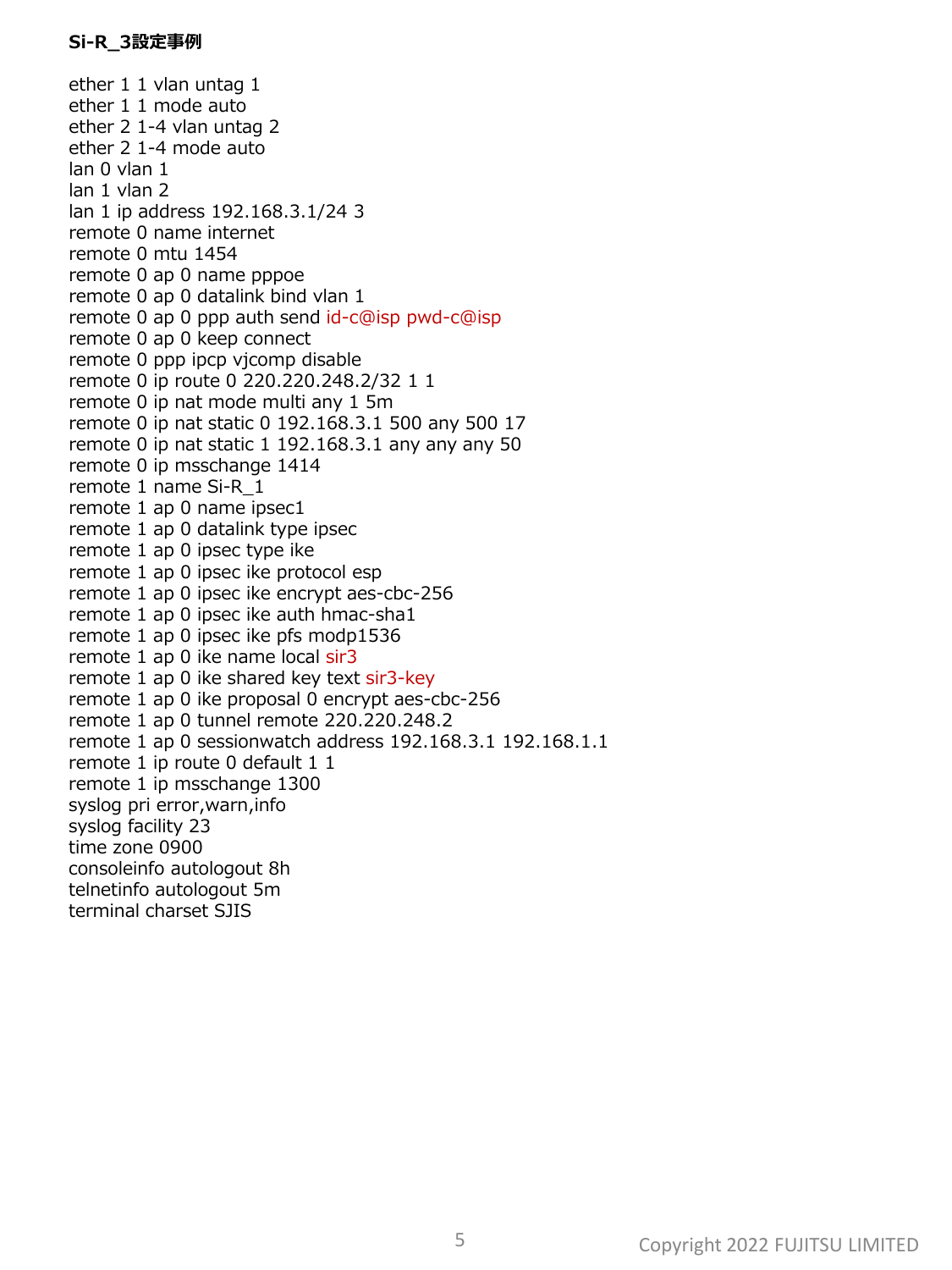**Si-R_3設定事例**

```
ether 1 1 vlan untag 1
ether 1 1 mode auto
ether 2 1-4 vlan untag 2
ether 2 1-4 mode auto
lan 0 vlan 1
lan 1 vlan 2
lan 1 ip address 192.168.3.1/24 3
remote 0 name internet
remote 0 mtu 1454
remote 0 ap 0 name pppoe
remote 0 ap 0 datalink bind vlan 1
remote 0 ap 0 ppp auth send id-c@isp pwd-c@isp
remote 0 ap 0 keep connect
remote 0 ppp ipcp vjcomp disable
remote 0 ip route 0 220.220.248.2/32 1 1
remote 0 ip nat mode multi any 1 5m
remote 0 ip nat static 0 192.168.3.1 500 any 500 17
remote 0 ip nat static 1 192.168.3.1 any any any 50
remote 0 ip msschange 1414
remote 1 name Si-R_1
remote 1 ap 0 name ipsec1
remote 1 ap 0 datalink type ipsec
remote 1 ap 0 ipsec type ike
remote 1 ap 0 ipsec ike protocol esp
remote 1 ap 0 ipsec ike encrypt aes-cbc-256
remote 1 ap 0 ipsec ike auth hmac-sha1
remote 1 ap 0 ipsec ike pfs modp1536
remote 1 ap 0 ike name local sir3
remote 1 ap 0 ike shared key text sir3-key
remote 1 ap 0 ike proposal 0 encrypt aes-cbc-256
remote 1 ap 0 tunnel remote 220.220.248.2
remote 1 ap 0 sessionwatch address 192.168.3.1 192.168.1.1
remote 1 ip route 0 default 1 1
remote 1 ip msschange 1300
syslog pri error,warn,info
syslog facility 23
time zone 0900
consoleinfo autologout 8h
telnetinfo autologout 5m
terminal charset SJIS
```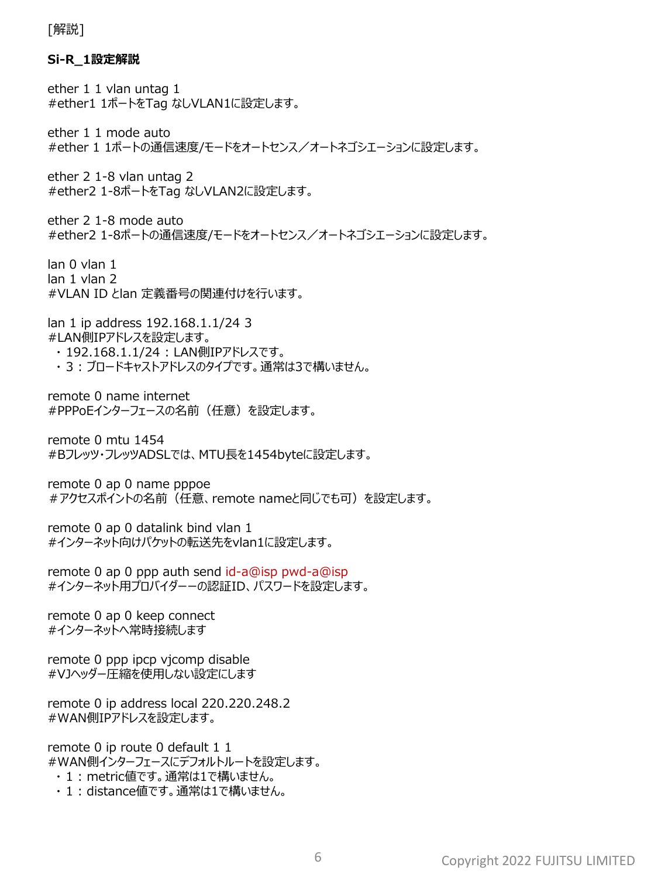[解説]

**Si-R_1設定解説**

ether 1 1 vlan untag 1
#ether1 1ポートをTag なしVLAN1に設定します。

ether 1 1 mode auto
#ether 1 1ポートの通信速度/モードをオートセンス／オートネゴシエーションに設定します。

ether 2 1-8 vlan untag 2
#ether2 1-8ポートをTag なしVLAN2に設定します。

ether 2 1-8 mode auto
#ether2 1-8ポートの通信速度/モードをオートセンス／オートネゴシエーションに設定します。

lan 0 vlan 1
lan 1 vlan 2
#VLAN ID とlan 定義番号の関連付けを行います。

lan 1 ip address 192.168.1.1/24 3
#LAN側IPアドレスを設定します。
・192.168.1.1/24：LAN側IPアドレスです。
・3：ブロードキャストアドレスのタイプです。通常は3で構いません。

remote 0 name internet
#PPPoEインターフェースの名前（任意）を設定します。

remote 0 mtu 1454
#Bフレッツ・フレッツADSLでは、MTU長を1454byteに設定します。

remote 0 ap 0 name pppoe
＃アクセスポイントの名前（任意、remote nameと同じでも可）を設定します。

remote 0 ap 0 datalink bind vlan 1
#インターネット向けパケットの転送先をvlan1に設定します。

remote 0 ap 0 ppp auth send id-a@isp pwd-a@isp
#インターネット用プロバイダーーの認証ID、パスワードを設定します。

remote 0 ap 0 keep connect
#インターネットへ常時接続します

remote 0 ppp ipcp vjcomp disable
#VJヘッダー圧縮を使用しない設定にします

remote 0 ip address local 220.220.248.2
#WAN側IPアドレスを設定します。

remote 0 ip route 0 default 1 1
#WAN側インターフェースにデフォルトルートを設定します。
・1：metric値です。通常は1で構いません。
・1：distance値です。通常は1で構いません。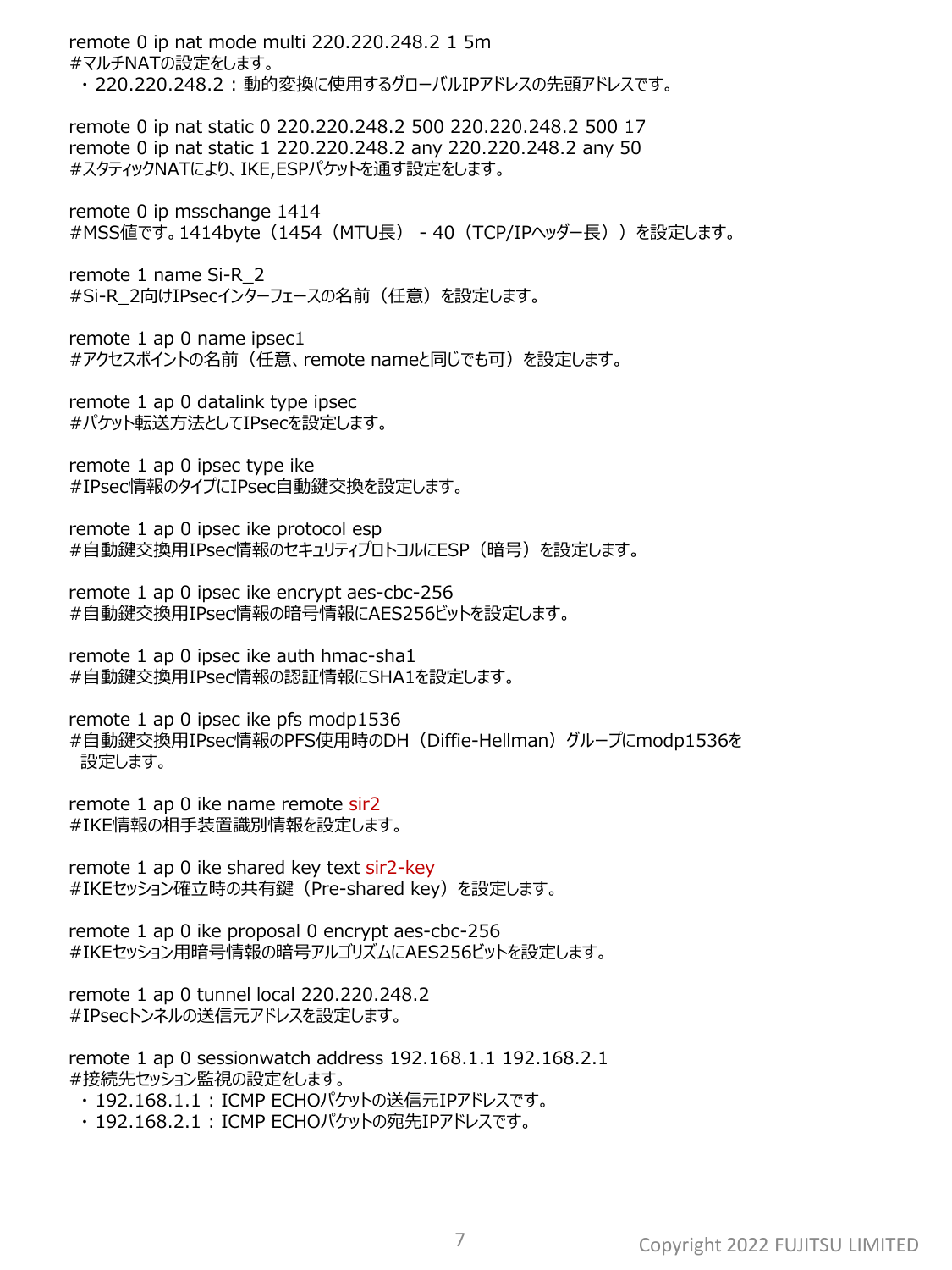remote 0 ip nat mode multi 220.220.248.2 1 5m
#マルチNATの設定をします。
・220.220.248.2：動的変換に使用するグローバルIPアドレスの先頭アドレスです。

remote 0 ip nat static 0 220.220.248.2 500 220.220.248.2 500 17
remote 0 ip nat static 1 220.220.248.2 any 220.220.248.2 any 50
#スタティックNATにより、IKE,ESPパケットを通す設定をします。

remote 0 ip msschange 1414
#MSS値です。1414byte（1454（MTU長） - 40（TCP/IPヘッダー長））を設定します。

remote 1 name Si-R_2
#Si-R_2向けIPsecインターフェースの名前（任意）を設定します。

remote 1 ap 0 name ipsec1
#アクセスポイントの名前（任意、remote nameと同じでも可）を設定します。

remote 1 ap 0 datalink type ipsec
#パケット転送方法としてIPsecを設定します。

remote 1 ap 0 ipsec type ike
#IPsec情報のタイプにIPsec自動鍵交換を設定します。

remote 1 ap 0 ipsec ike protocol esp
#自動鍵交換用IPsec情報のセキュリティプロトコルにESP（暗号）を設定します。

remote 1 ap 0 ipsec ike encrypt aes-cbc-256
#自動鍵交換用IPsec情報の暗号情報にAES256ビットを設定します。

remote 1 ap 0 ipsec ike auth hmac-sha1
#自動鍵交換用IPsec情報の認証情報にSHA1を設定します。

remote 1 ap 0 ipsec ike pfs modp1536
#自動鍵交換用IPsec情報のPFS使用時のDH（Diffie-Hellman）グループにmodp1536を設定します。

remote 1 ap 0 ike name remote sir2
#IKE情報の相手装置識別情報を設定します。

remote 1 ap 0 ike shared key text sir2-key
#IKEセッション確立時の共有鍵（Pre-shared key）を設定します。

remote 1 ap 0 ike proposal 0 encrypt aes-cbc-256
#IKEセッション用暗号情報の暗号アルゴリズムにAES256ビットを設定します。

remote 1 ap 0 tunnel local 220.220.248.2
#IPsecトンネルの送信元アドレスを設定します。

remote 1 ap 0 sessionwatch address 192.168.1.1 192.168.2.1
#接続先セッション監視の設定をします。
・192.168.1.1：ICMP ECHOパケットの送信元IPアドレスです。
・192.168.2.1：ICMP ECHOパケットの宛先IPアドレスです。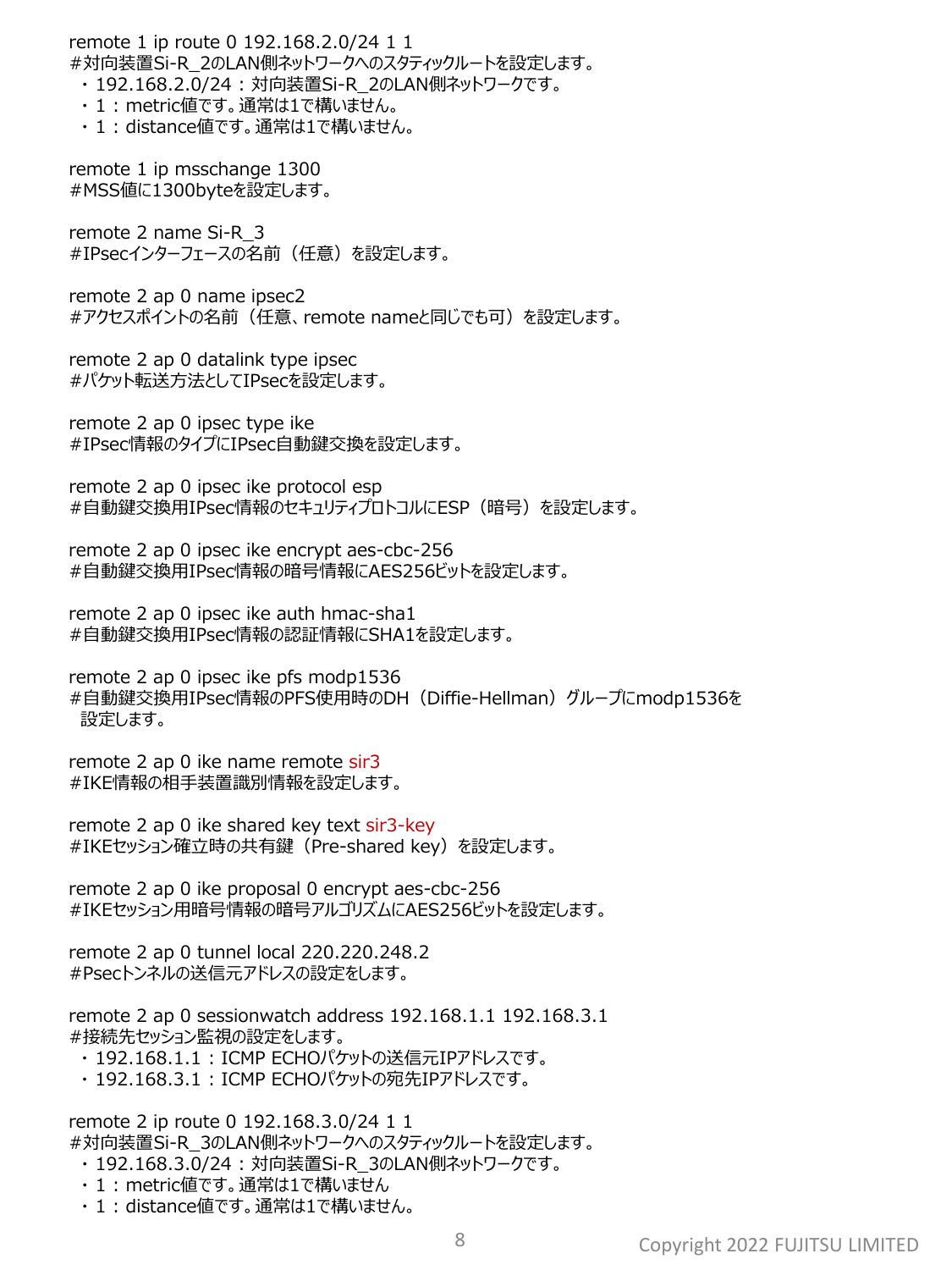remote 1 ip route 0 192.168.2.0/24 1 1
#対向装置Si-R_2のLAN側ネットワークへのスタティックルートを設定します。
・192.168.2.0/24：対向装置Si-R_2のLAN側ネットワークです。
・1：metric値です。通常は1で構いません。
・1：distance値です。通常は1で構いません。

remote 1 ip msschange 1300
#MSS値に1300byteを設定します。

remote 2 name Si-R_3
#IPsecインターフェースの名前（任意）を設定します。

remote 2 ap 0 name ipsec2
#アクセスポイントの名前（任意、remote nameと同じでも可）を設定します。

remote 2 ap 0 datalink type ipsec
#パケット転送方法としてIPsecを設定します。

remote 2 ap 0 ipsec type ike
#IPsec情報のタイプにIPsec自動鍵交換を設定します。

remote 2 ap 0 ipsec ike protocol esp
#自動鍵交換用IPsec情報のセキュリティプロトコルにESP（暗号）を設定します。

remote 2 ap 0 ipsec ike encrypt aes-cbc-256
#自動鍵交換用IPsec情報の暗号情報にAES256ビットを設定します。

remote 2 ap 0 ipsec ike auth hmac-sha1
#自動鍵交換用IPsec情報の認証情報にSHA1を設定します。

remote 2 ap 0 ipsec ike pfs modp1536
#自動鍵交換用IPsec情報のPFS使用時のDH（Diffie-Hellman）グループにmodp1536を設定します。

remote 2 ap 0 ike name remote sir3
#IKE情報の相手装置識別情報を設定します。

remote 2 ap 0 ike shared key text sir3-key
#IKEセッション確立時の共有鍵（Pre-shared key）を設定します。

remote 2 ap 0 ike proposal 0 encrypt aes-cbc-256
#IKEセッション用暗号情報の暗号アルゴリズムにAES256ビットを設定します。

remote 2 ap 0 tunnel local 220.220.248.2
#Psecトンネルの送信元アドレスの設定をします。

remote 2 ap 0 sessionwatch address 192.168.1.1 192.168.3.1
#接続先セッション監視の設定をします。
・192.168.1.1：ICMP ECHOパケットの送信元IPアドレスです。
・192.168.3.1：ICMP ECHOパケットの宛先IPアドレスです。

remote 2 ip route 0 192.168.3.0/24 1 1
#対向装置Si-R_3のLAN側ネットワークへのスタティックルートを設定します。
・192.168.3.0/24：対向装置Si-R_3のLAN側ネットワークです。
・1：metric値です。通常は1で構いません
・1：distance値です。通常は1で構いません。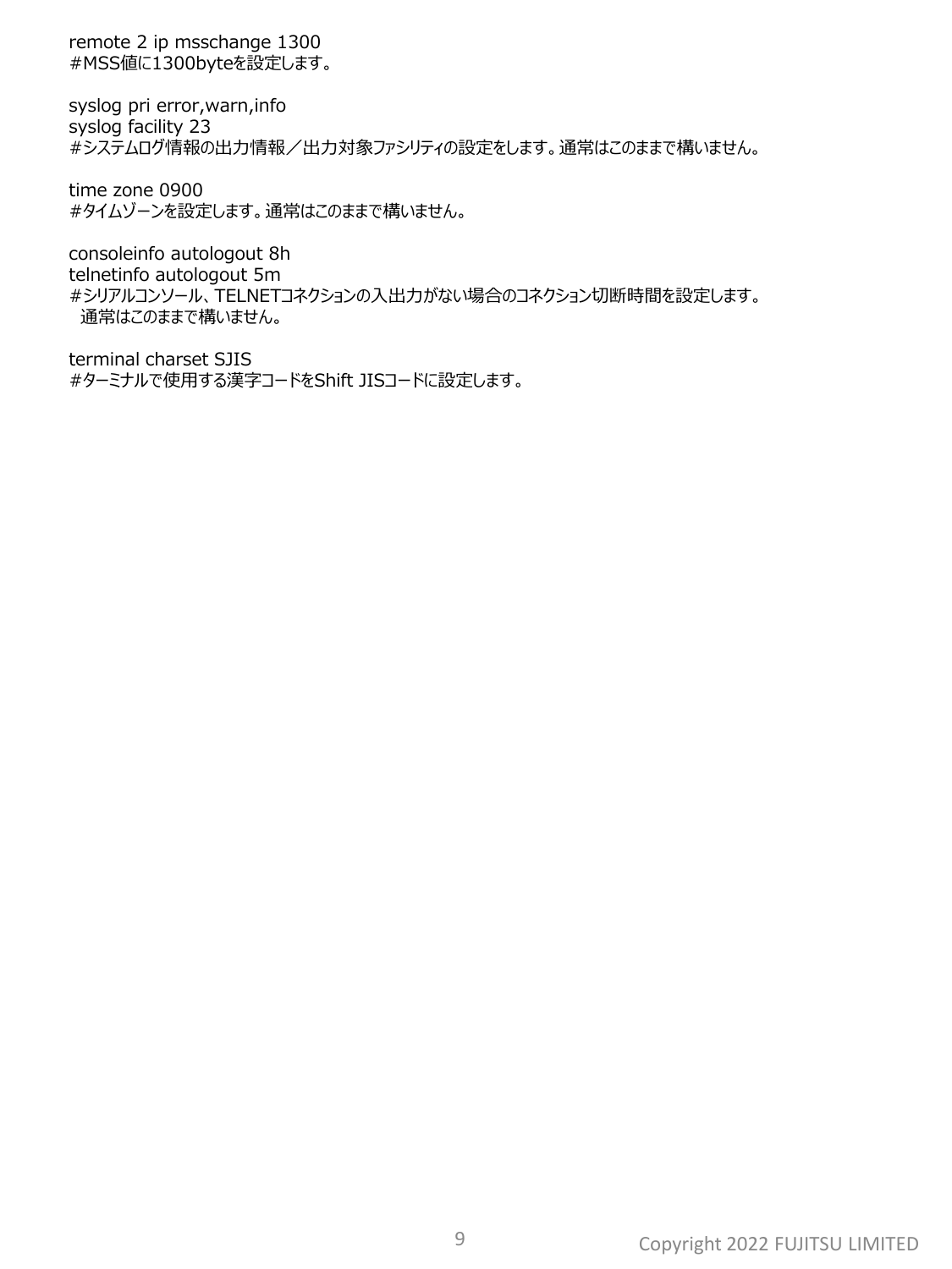remote 2 ip msschange 1300
#MSS値に1300byteを設定します。

syslog pri error,warn,info
syslog facility 23
#システムログ情報の出力情報／出力対象ファシリティの設定をします。通常はこのままで構いません。

time zone 0900
#タイムゾーンを設定します。通常はこのままで構いません。

consoleinfo autologout 8h
telnetinfo autologout 5m
#シリアルコンソール、TELNETコネクションの入出力がない場合のコネクション切断時間を設定します。
通常はこのままで構いません。

terminal charset SJIS
#ターミナルで使用する漢字コードをShift JISコードに設定します。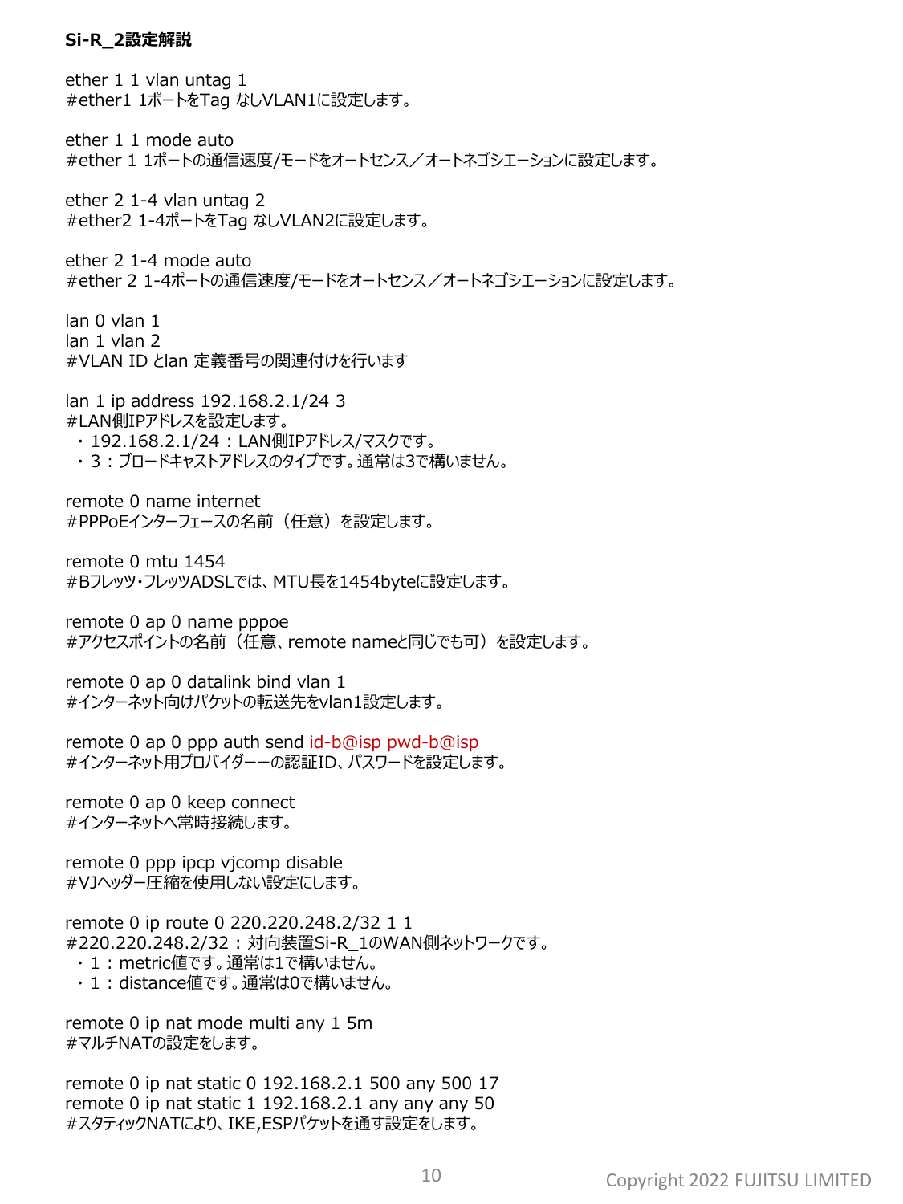**Si-R_2設定解説**

ether 1 1 vlan untag 1
#ether1 1ポートをTag なしVLAN1に設定します。

ether 1 1 mode auto
#ether 1 1ポートの通信速度/モードをオートセンス／オートネゴシエーションに設定します。

ether 2 1-4 vlan untag 2
#ether2 1-4ポートをTag なしVLAN2に設定します。

ether 2 1-4 mode auto
#ether 2 1-4ポートの通信速度/モードをオートセンス／オートネゴシエーションに設定します。

lan 0 vlan 1
lan 1 vlan 2
#VLAN ID とlan 定義番号の関連付けを行います

lan 1 ip address 192.168.2.1/24 3
#LAN側IPアドレスを設定します。

- 192.168.2.1/24 : LAN側IPアドレス/マスクです。
- 3 : ブロードキャストアドレスのタイプです。通常は3で構いません。

remote 0 name internet
#PPPoEインターフェースの名前（任意）を設定します。

remote 0 mtu 1454
#Bフレッツ・フレッツADSLでは、MTU長を1454byteに設定します。

remote 0 ap 0 name pppoe
#アクセスポイントの名前（任意、remote nameと同じでも可）を設定します。

remote 0 ap 0 datalink bind vlan 1
#インターネット向けパケットの転送先をvlan1設定します。

remote 0 ap 0 ppp auth send id-b@isp pwd-b@isp
#インターネット用プロバイダーーの認証ID、パスワードを設定します。

remote 0 ap 0 keep connect
#インターネットへ常時接続します。

remote 0 ppp ipcp vjcomp disable
#VJヘッダー圧縮を使用しない設定にします。

remote 0 ip route 0 220.220.248.2/32 1 1
#220.220.248.2/32 : 対向装置Si-R_1のWAN側ネットワークです。

- 1 : metric値です。通常は1で構いません。
- 1 : distance値です。通常は0で構いません。

remote 0 ip nat mode multi any 1 5m
#マルチNATの設定をします。

remote 0 ip nat static 0 192.168.2.1 500 any 500 17
remote 0 ip nat static 1 192.168.2.1 any any any 50
#スタティックNATにより、IKE,ESPパケットを通す設定をします。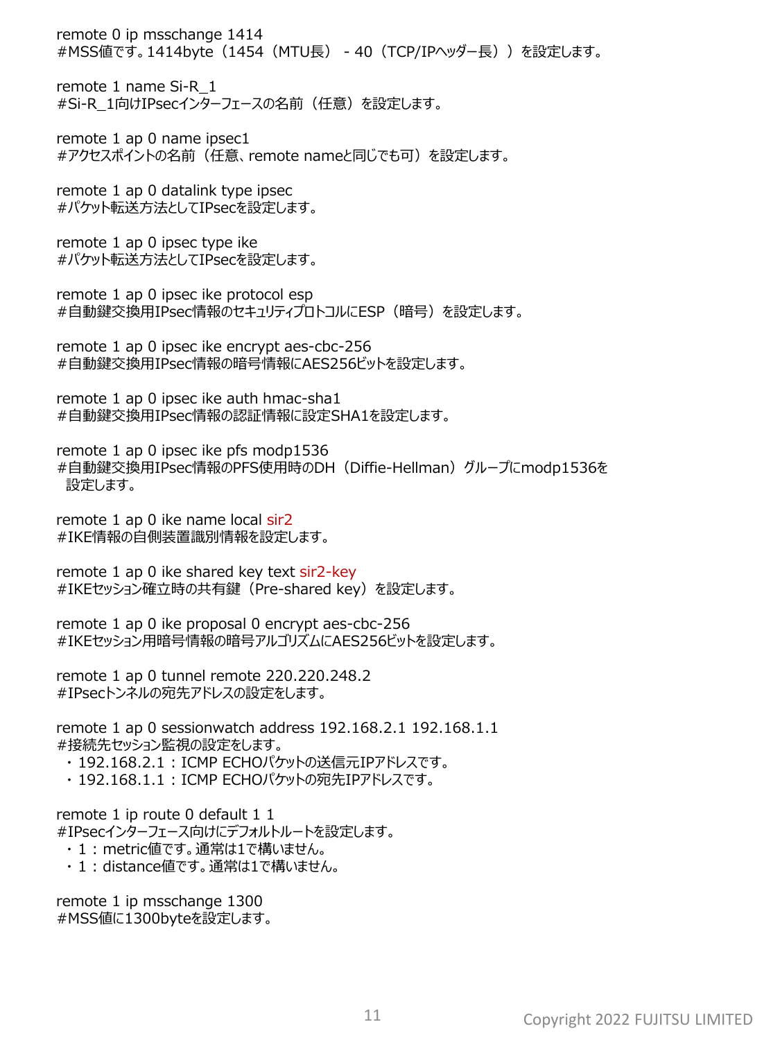remote 0 ip msschange 1414
#MSS値です。1414byte（1454（MTU長） - 40（TCP/IPヘッダー長））を設定します。

remote 1 name Si-R_1
#Si-R_1向けIPsecインターフェースの名前（任意）を設定します。

remote 1 ap 0 name ipsec1
#アクセスポイントの名前（任意、remote nameと同じでも可）を設定します。

remote 1 ap 0 datalink type ipsec
#パケット転送方法としてIPsecを設定します。

remote 1 ap 0 ipsec type ike
#パケット転送方法としてIPsecを設定します。

remote 1 ap 0 ipsec ike protocol esp
#自動鍵交換用IPsec情報のセキュリティプロトコルにESP（暗号）を設定します。

remote 1 ap 0 ipsec ike encrypt aes-cbc-256
#自動鍵交換用IPsec情報の暗号情報にAES256ビットを設定します。

remote 1 ap 0 ipsec ike auth hmac-sha1
#自動鍵交換用IPsec情報の認証情報に設定SHA1を設定します。

remote 1 ap 0 ipsec ike pfs modp1536
#自動鍵交換用IPsec情報のPFS使用時のDH（Diffie-Hellman）グループにmodp1536を設定します。

remote 1 ap 0 ike name local sir2
#IKE情報の自側装置識別情報を設定します。

remote 1 ap 0 ike shared key text sir2-key
#IKEセッション確立時の共有鍵（Pre-shared key）を設定します。

remote 1 ap 0 ike proposal 0 encrypt aes-cbc-256
#IKEセッション用暗号情報の暗号アルゴリズムにAES256ビットを設定します。

remote 1 ap 0 tunnel remote 220.220.248.2
#IPsecトンネルの宛先アドレスの設定をします。

remote 1 ap 0 sessionwatch address 192.168.2.1 192.168.1.1
#接続先セッション監視の設定をします。
- 192.168.2.1：ICMP ECHOパケットの送信元IPアドレスです。
- 192.168.1.1：ICMP ECHOパケットの宛先IPアドレスです。

remote 1 ip route 0 default 1 1
#IPsecインターフェース向けにデフォルトルートを設定します。
- 1：metric値です。通常は1で構いません。
- 1：distance値です。通常は1で構いません。

remote 1 ip msschange 1300
#MSS値に1300byteを設定します。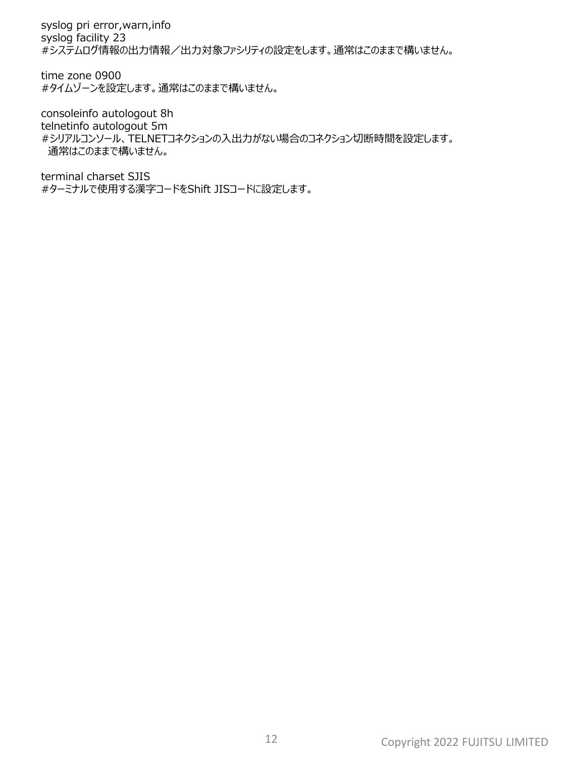syslog pri error,warn,info
syslog facility 23
#システムログ情報の出力情報／出力対象ファシリティの設定をします。通常はこのままで構いません。

time zone 0900
#タイムゾーンを設定します。通常はこのままで構いません。

consoleinfo autologout 8h
telnetinfo autologout 5m
#シリアルコンソール、TELNETコネクションの入出力がない場合のコネクション切断時間を設定します。
通常はこのままで構いません。

terminal charset SJIS
#ターミナルで使用する漢字コードをShift JISコードに設定します。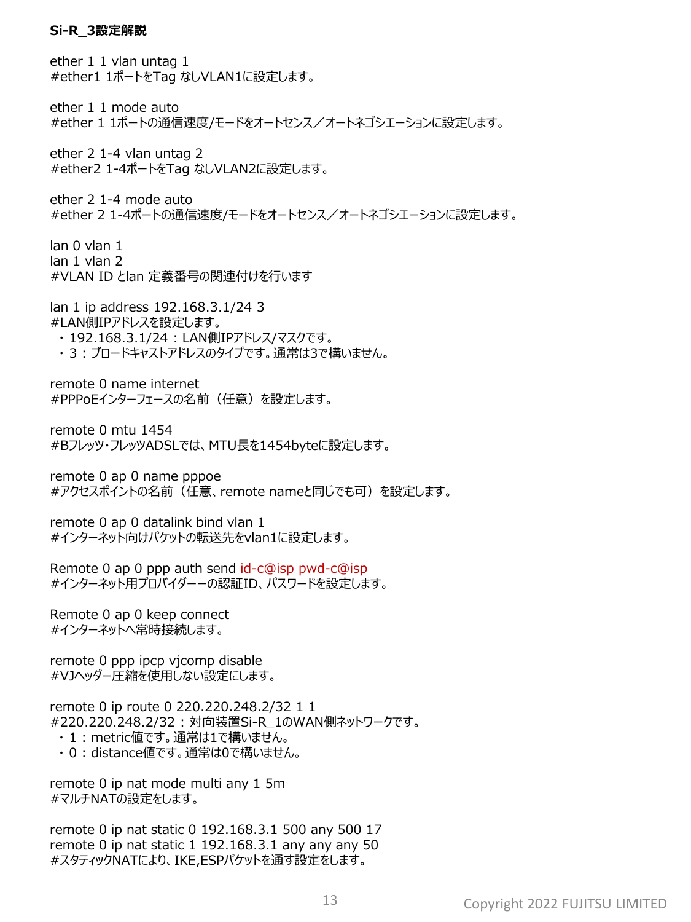**Si-R_3設定解説**

ether 1 1 vlan untag 1
#ether1 1ポートをTag なしVLAN1に設定します。

ether 1 1 mode auto
#ether 1 1ポートの通信速度/モードをオートセンス／オートネゴシエーションに設定します。

ether 2 1-4 vlan untag 2
#ether2 1-4ポートをTag なしVLAN2に設定します。

ether 2 1-4 mode auto
#ether 2 1-4ポートの通信速度/モードをオートセンス／オートネゴシエーションに設定します。

lan 0 vlan 1
lan 1 vlan 2
#VLAN ID とlan 定義番号の関連付けを行います

lan 1 ip address 192.168.3.1/24 3
#LAN側IPアドレスを設定します。
・192.168.3.1/24：LAN側IPアドレス/マスクです。
・3：ブロードキャストアドレスのタイプです。通常は3で構いません。

remote 0 name internet
#PPPoEインターフェースの名前（任意）を設定します。

remote 0 mtu 1454
#Bフレッツ・フレッツADSLでは、MTU長を1454byteに設定します。

remote 0 ap 0 name pppoe
#アクセスポイントの名前（任意、remote nameと同じでも可）を設定します。

remote 0 ap 0 datalink bind vlan 1
#インターネット向けパケットの転送先をvlan1に設定します。

Remote 0 ap 0 ppp auth send id-c@isp pwd-c@isp
#インターネット用プロバイダーーの認証ID、パスワードを設定します。

Remote 0 ap 0 keep connect
#インターネットへ常時接続します。

remote 0 ppp ipcp vjcomp disable
#VJヘッダー圧縮を使用しない設定にします。

remote 0 ip route 0 220.220.248.2/32 1 1
#220.220.248.2/32：対向装置Si-R_1のWAN側ネットワークです。
・1：metric値です。通常は1で構いません。
・0：distance値です。通常は0で構いません。

remote 0 ip nat mode multi any 1 5m
#マルチNATの設定をします。

remote 0 ip nat static 0 192.168.3.1 500 any 500 17
remote 0 ip nat static 1 192.168.3.1 any any any 50
#スタティックNATにより、IKE,ESPパケットを通す設定をします。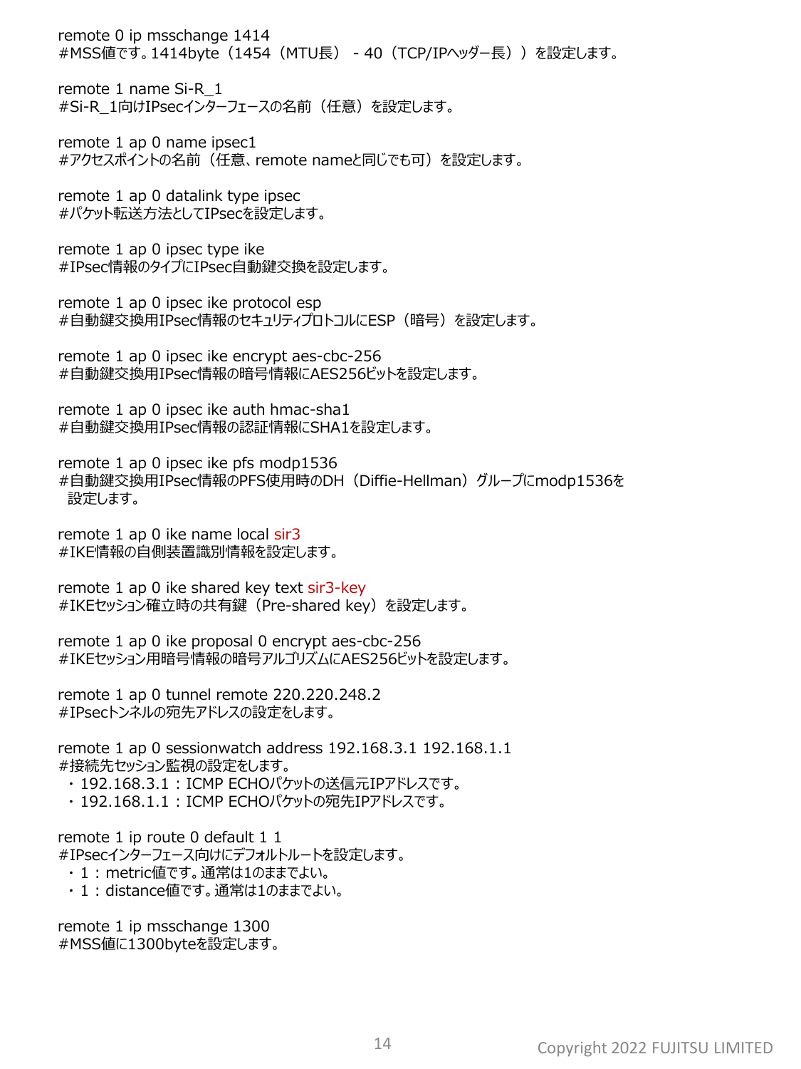remote 0 ip msschange 1414
#MSS値です。1414byte（1454（MTU長） - 40（TCP/IPヘッダー長））を設定します。

remote 1 name Si-R_1
#Si-R_1向けIPsecインターフェースの名前（任意）を設定します。

remote 1 ap 0 name ipsec1
#アクセスポイントの名前（任意、remote nameと同じでも可）を設定します。

remote 1 ap 0 datalink type ipsec
#パケット転送方法としてIPsecを設定します。

remote 1 ap 0 ipsec type ike
#IPsec情報のタイプにIPsec自動鍵交換を設定します。

remote 1 ap 0 ipsec ike protocol esp
#自動鍵交換用IPsec情報のセキュリティプロトコルにESP（暗号）を設定します。

remote 1 ap 0 ipsec ike encrypt aes-cbc-256
#自動鍵交換用IPsec情報の暗号情報にAES256ビットを設定します。

remote 1 ap 0 ipsec ike auth hmac-sha1
#自動鍵交換用IPsec情報の認証情報にSHA1を設定します。

remote 1 ap 0 ipsec ike pfs modp1536
#自動鍵交換用IPsec情報のPFS使用時のDH（Diffie-Hellman）グループにmodp1536を設定します。

remote 1 ap 0 ike name local sir3
#IKE情報の自側装置識別情報を設定します。

remote 1 ap 0 ike shared key text sir3-key
#IKEセッション確立時の共有鍵（Pre-shared key）を設定します。

remote 1 ap 0 ike proposal 0 encrypt aes-cbc-256
#IKEセッション用暗号情報の暗号アルゴリズムにAES256ビットを設定します。

remote 1 ap 0 tunnel remote 220.220.248.2
#IPsecトンネルの宛先アドレスの設定をします。

remote 1 ap 0 sessionwatch address 192.168.3.1 192.168.1.1
#接続先セッション監視の設定をします。
- 192.168.3.1：ICMP ECHOパケットの送信元IPアドレスです。
- 192.168.1.1：ICMP ECHOパケットの宛先IPアドレスです。

remote 1 ip route 0 default 1 1
#IPsecインターフェース向けにデフォルトルートを設定します。
- 1：metric値です。通常は1のままでよい。
- 1：distance値です。通常は1のままでよい。

remote 1 ip msschange 1300
#MSS値に1300byteを設定します。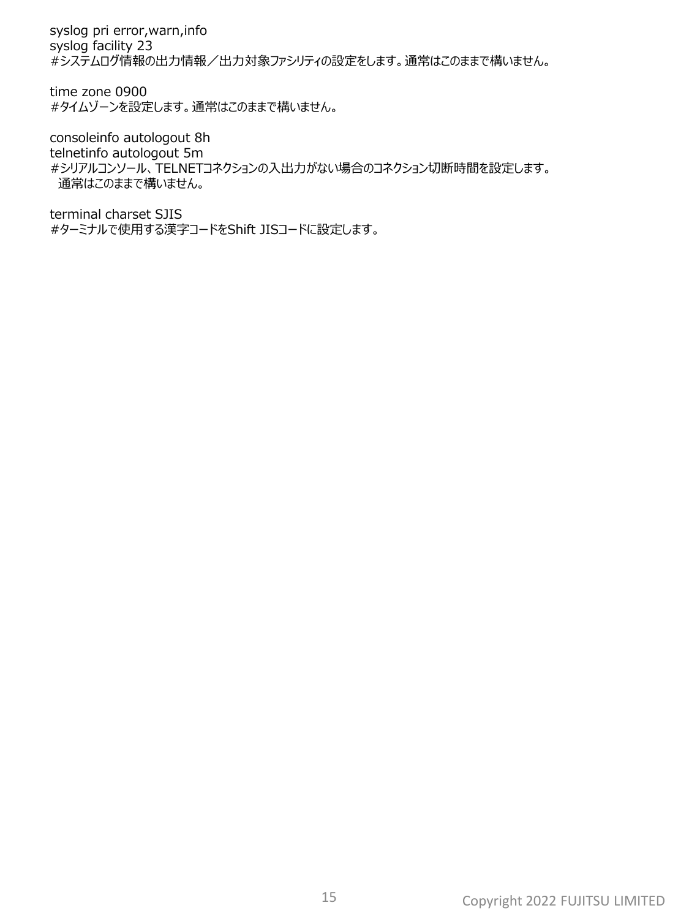syslog pri error,warn,info
syslog facility 23
#システムログ情報の出力情報／出力対象ファシリティの設定をします。通常はこのままで構いません。

time zone 0900
#タイムゾーンを設定します。通常はこのままで構いません。

consoleinfo autologout 8h
telnetinfo autologout 5m
#シリアルコンソール、TELNETコネクションの入出力がない場合のコネクション切断時間を設定します。
通常はこのままで構いません。

terminal charset SJIS
#ターミナルで使用する漢字コードをShift JISコードに設定します。

Copyright 2022 FUJITSU LIMITED